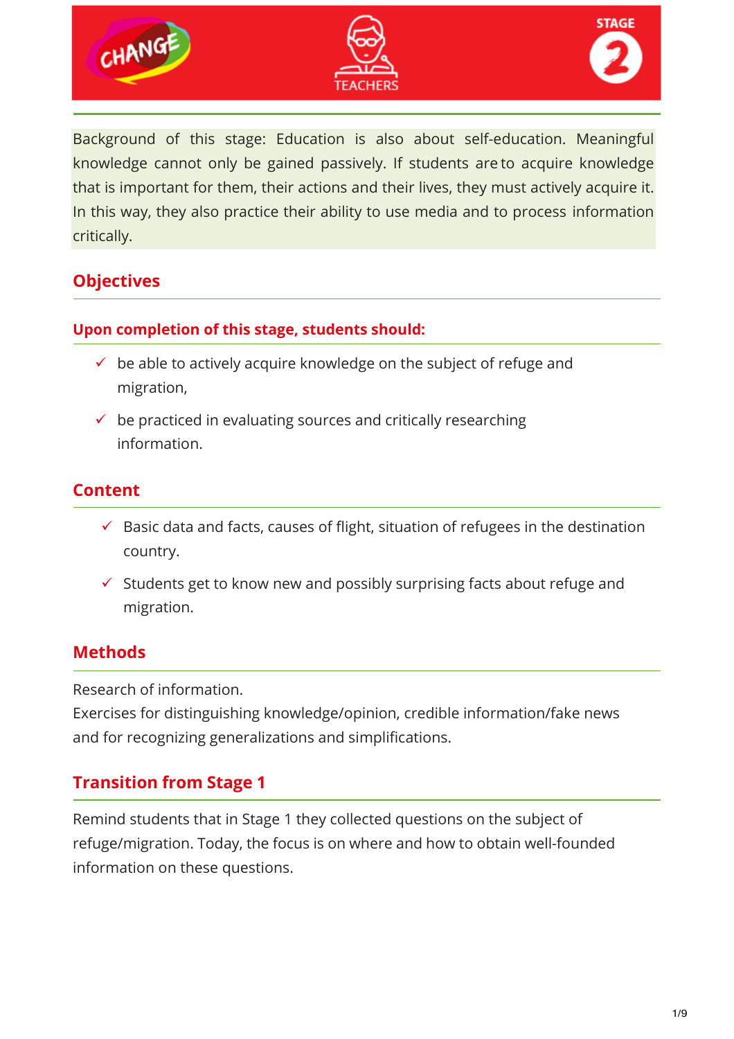CHANGE | TEACHERS | STAGE 2

Background of this stage: Education is also about self-education. Meaningful knowledge cannot only be gained passively. If students are to acquire knowledge that is important for them, their actions and their lives, they must actively acquire it. In this way, they also practice their ability to use media and to process information critically.

## Objectives

### Upon completion of this stage, students should:

- ✓ be able to actively acquire knowledge on the subject of refuge and migration,
- ✓ be practiced in evaluating sources and critically researching information.

## Content

- ✓ Basic data and facts, causes of flight, situation of refugees in the destination country.
- ✓ Students get to know new and possibly surprising facts about refuge and migration.

## Methods

Research of information.
Exercises for distinguishing knowledge/opinion, credible information/fake news and for recognizing generalizations and simplifications.

## Transition from Stage 1

Remind students that in Stage 1 they collected questions on the subject of refuge/migration. Today, the focus is on where and how to obtain well-founded information on these questions.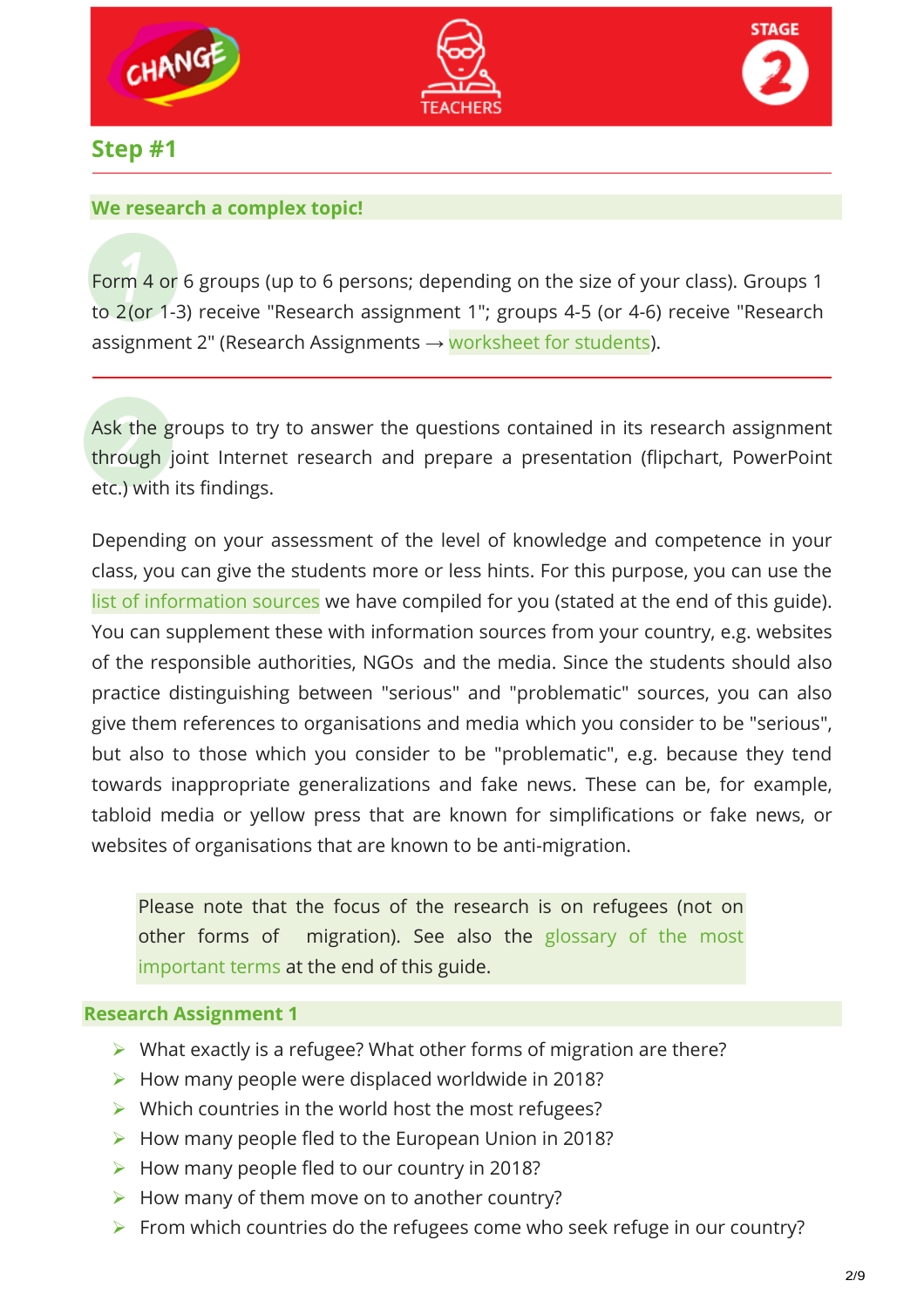## Step #1

### We research a complex topic!

1. Form 4 or 6 groups (up to 6 persons; depending on the size of your class). Groups 1 to 2(or 1-3) receive "Research assignment 1"; groups 4-5 (or 4-6) receive "Research assignment 2" (Research Assignments → worksheet for students).

2. Ask the groups to try to answer the questions contained in its research assignment through joint Internet research and prepare a presentation (flipchart, PowerPoint etc.) with its findings.

Depending on your assessment of the level of knowledge and competence in your class, you can give the students more or less hints. For this purpose, you can use the list of information sources we have compiled for you (stated at the end of this guide). You can supplement these with information sources from your country, e.g. websites of the responsible authorities, NGOs and the media. Since the students should also practice distinguishing between "serious" and "problematic" sources, you can also give them references to organisations and media which you consider to be "serious", but also to those which you consider to be "problematic", e.g. because they tend towards inappropriate generalizations and fake news. These can be, for example, tabloid media or yellow press that are known for simplifications or fake news, or websites of organisations that are known to be anti-migration.

> Please note that the focus of the research is on refugees (not on other forms of migration). See also the glossary of the most important terms at the end of this guide.

### Research Assignment 1

- What exactly is a refugee? What other forms of migration are there?
- How many people were displaced worldwide in 2018?
- Which countries in the world host the most refugees?
- How many people fled to the European Union in 2018?
- How many people fled to our country in 2018?
- How many of them move on to another country?
- From which countries do the refugees come who seek refuge in our country?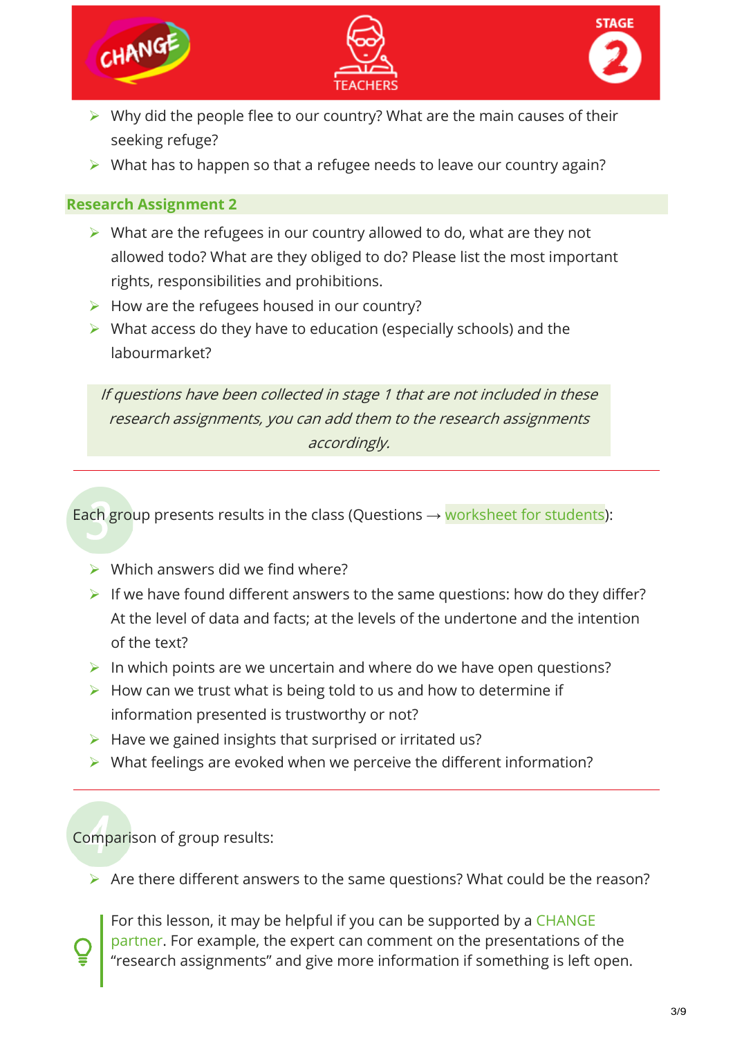- Why did the people flee to our country? What are the main causes of their seeking refuge?
- What has to happen so that a refugee needs to leave our country again?

### Research Assignment 2

- What are the refugees in our country allowed to do, what are they not allowed todo? What are they obliged to do? Please list the most important rights, responsibilities and prohibitions.
- How are the refugees housed in our country?
- What access do they have to education (especially schools) and the labourmarket?

*If questions have been collected in stage 1 that are not included in these research assignments, you can add them to the research assignments accordingly.*

---

3

Each group presents results in the class (Questions → worksheet for students):

- Which answers did we find where?
- If we have found different answers to the same questions: how do they differ? At the level of data and facts; at the levels of the undertone and the intention of the text?
- In which points are we uncertain and where do we have open questions?
- How can we trust what is being told to us and how to determine if information presented is trustworthy or not?
- Have we gained insights that surprised or irritated us?
- What feelings are evoked when we perceive the different information?

---

4

Comparison of group results:

- Are there different answers to the same questions? What could be the reason?

For this lesson, it may be helpful if you can be supported by a CHANGE partner. For example, the expert can comment on the presentations of the "research assignments" and give more information if something is left open.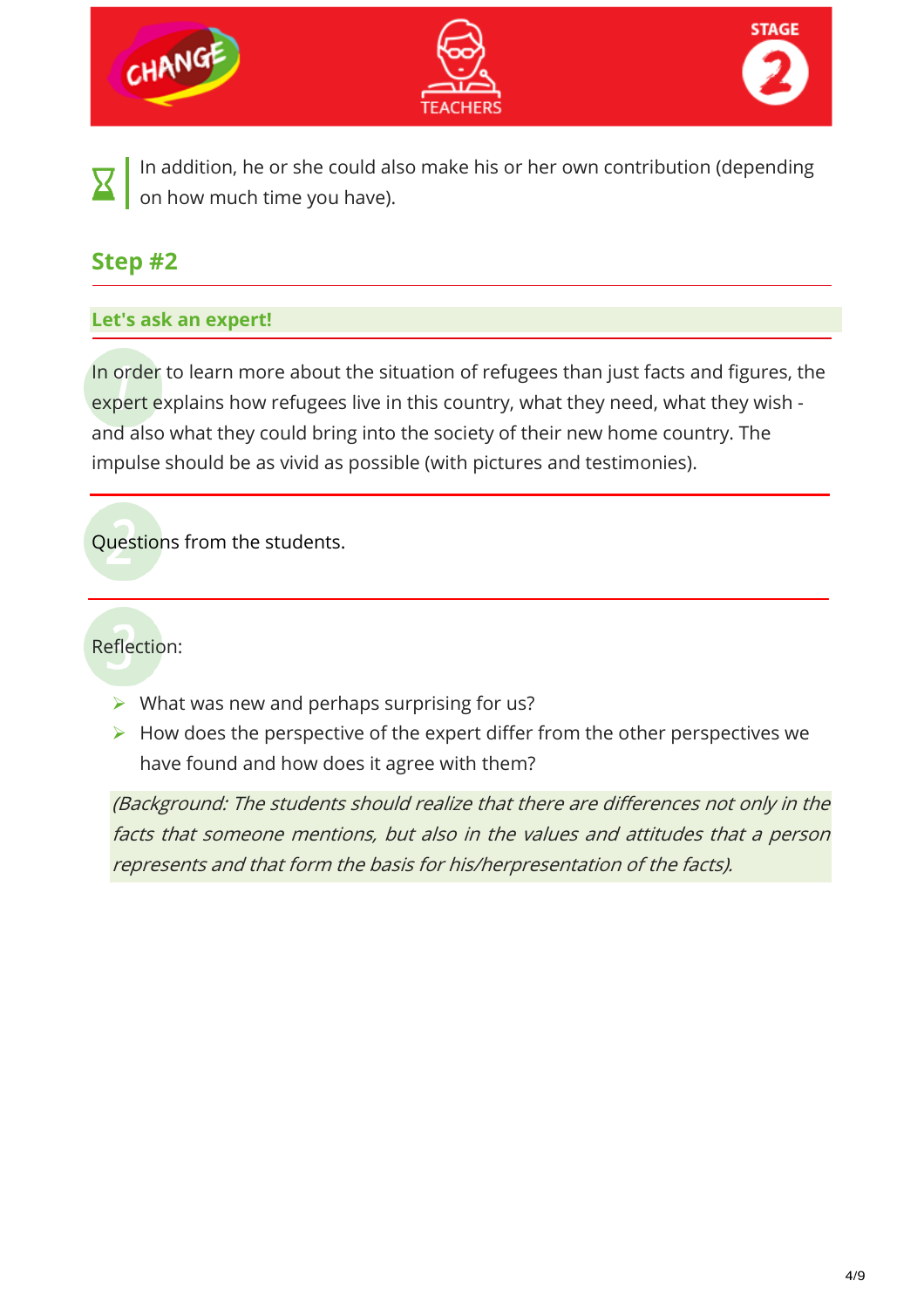In addition, he or she could also make his or her own contribution (depending on how much time you have).

## Step #2

### Let's ask an expert!

1. In order to learn more about the situation of refugees than just facts and figures, the expert explains how refugees live in this country, what they need, what they wish - and also what they could bring into the society of their new home country. The impulse should be as vivid as possible (with pictures and testimonies).

2. Questions from the students.

3. Reflection:

   - What was new and perhaps surprising for us?
   - How does the perspective of the expert differ from the other perspectives we have found and how does it agree with them?

*(Background: The students should realize that there are differences not only in the facts that someone mentions, but also in the values and attitudes that a person represents and that form the basis for his/herpresentation of the facts).*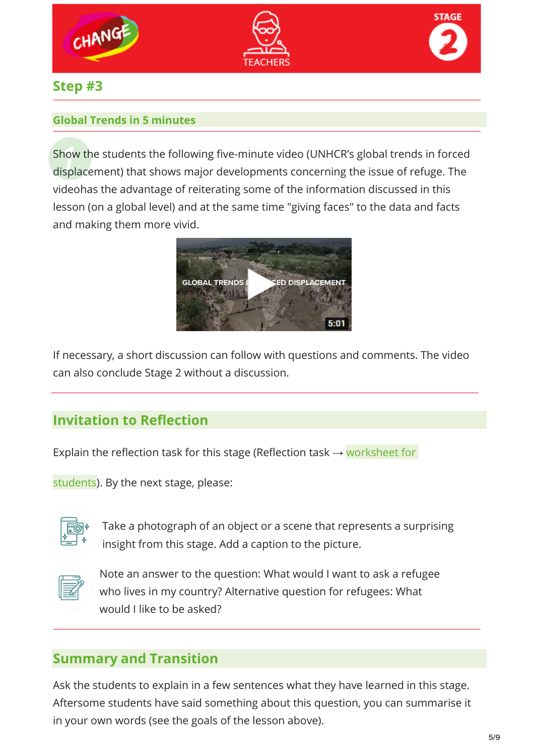## Step #3

### Global Trends in 5 minutes

Show the students the following five-minute video (UNHCR's global trends in forced displacement) that shows major developments concerning the issue of refuge. The videohas the advantage of reiterating some of the information discussed in this lesson (on a global level) and at the same time "giving faces" to the data and facts and making them more vivid.

If necessary, a short discussion can follow with questions and comments. The video can also conclude Stage 2 without a discussion.

## Invitation to Reflection

Explain the reflection task for this stage (Reflection task → worksheet for students). By the next stage, please:

- Take a photograph of an object or a scene that represents a surprising insight from this stage. Add a caption to the picture.
- Note an answer to the question: What would I want to ask a refugee who lives in my country? Alternative question for refugees: What would I like to be asked?

## Summary and Transition

Ask the students to explain in a few sentences what they have learned in this stage. Aftersome students have said something about this question, you can summarise it in your own words (see the goals of the lesson above).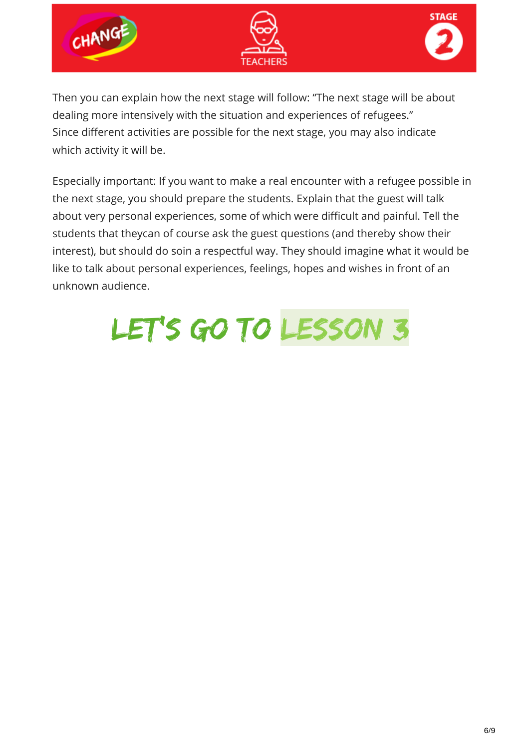Then you can explain how the next stage will follow: "The next stage will be about dealing more intensively with the situation and experiences of refugees."
Since different activities are possible for the next stage, you may also indicate which activity it will be.

Especially important: If you want to make a real encounter with a refugee possible in the next stage, you should prepare the students. Explain that the guest will talk about very personal experiences, some of which were difficult and painful. Tell the students that theycan of course ask the guest questions (and thereby show their interest), but should do soin a respectful way. They should imagine what it would be like to talk about personal experiences, feelings, hopes and wishes in front of an unknown audience.

## LET'S GO TO LESSON 3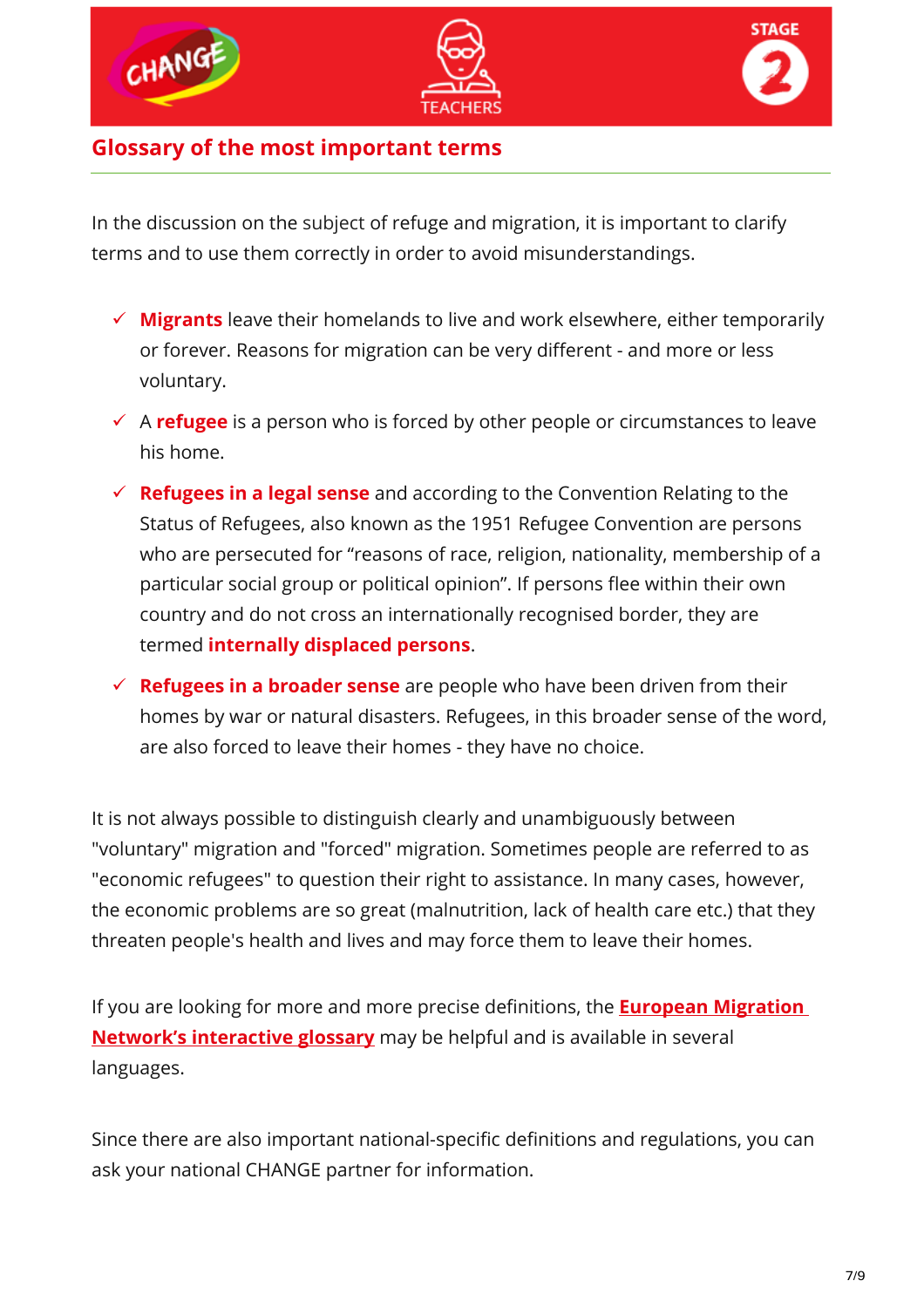## Glossary of the most important terms

In the discussion on the subject of refuge and migration, it is important to clarify terms and to use them correctly in order to avoid misunderstandings.

- ✓ **Migrants** leave their homelands to live and work elsewhere, either temporarily or forever. Reasons for migration can be very different - and more or less voluntary.
- ✓ A **refugee** is a person who is forced by other people or circumstances to leave his home.
- ✓ **Refugees in a legal sense** and according to the Convention Relating to the Status of Refugees, also known as the 1951 Refugee Convention are persons who are persecuted for "reasons of race, religion, nationality, membership of a particular social group or political opinion". If persons flee within their own country and do not cross an internationally recognised border, they are termed **internally displaced persons**.
- ✓ **Refugees in a broader sense** are people who have been driven from their homes by war or natural disasters. Refugees, in this broader sense of the word, are also forced to leave their homes - they have no choice.

It is not always possible to distinguish clearly and unambiguously between "voluntary" migration and "forced" migration. Sometimes people are referred to as "economic refugees" to question their right to assistance. In many cases, however, the economic problems are so great (malnutrition, lack of health care etc.) that they threaten people's health and lives and may force them to leave their homes.

If you are looking for more and more precise definitions, the **European Migration Network's interactive glossary** may be helpful and is available in several languages.

Since there are also important national-specific definitions and regulations, you can ask your national CHANGE partner for information.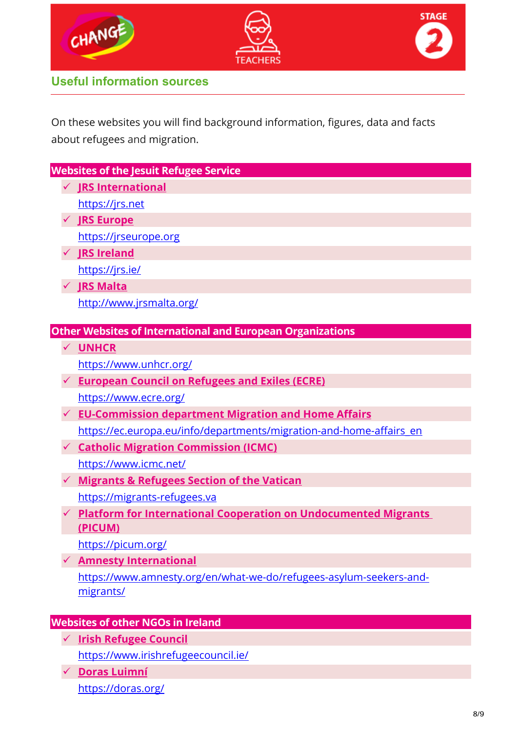## Useful information sources

On these websites you will find background information, figures, data and facts about refugees and migration.

### Websites of the Jesuit Refugee Service

- ✓ **JRS International**
  https://jrs.net
- ✓ **JRS Europe**
  https://jrseurope.org
- ✓ **JRS Ireland**
  https://jrs.ie/
- ✓ **JRS Malta**
  http://www.jrsmalta.org/

### Other Websites of International and European Organizations

- ✓ **UNHCR**
  https://www.unhcr.org/
- ✓ **European Council on Refugees and Exiles (ECRE)**
  https://www.ecre.org/
- ✓ **EU-Commission department Migration and Home Affairs**
  https://ec.europa.eu/info/departments/migration-and-home-affairs_en
- ✓ **Catholic Migration Commission (ICMC)**
  https://www.icmc.net/
- ✓ **Migrants & Refugees Section of the Vatican**
  https://migrants-refugees.va
- ✓ **Platform for International Cooperation on Undocumented Migrants (PICUM)**
  https://picum.org/
- ✓ **Amnesty International**
  https://www.amnesty.org/en/what-we-do/refugees-asylum-seekers-and-migrants/

### Websites of other NGOs in Ireland

- ✓ **Irish Refugee Council**
  https://www.irishrefugeecouncil.ie/
- ✓ **Doras Luimní**
  https://doras.org/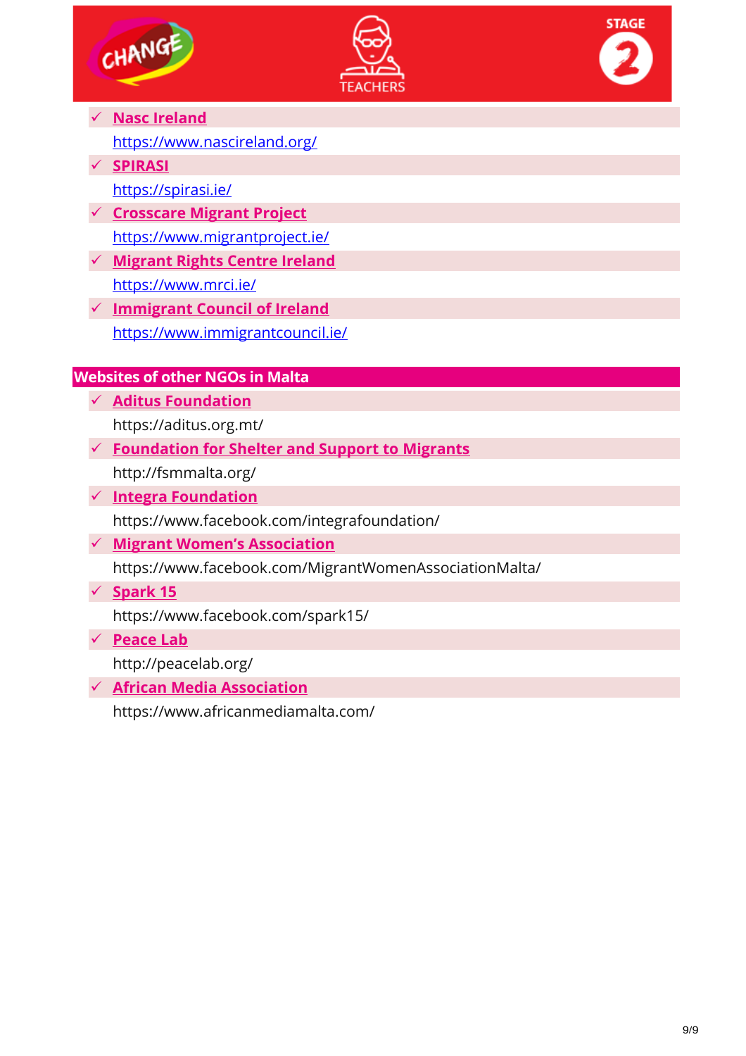- ✓ **Nasc Ireland**

  https://www.nascireland.org/

- ✓ **SPIRASI**

  https://spirasi.ie/

- ✓ **Crosscare Migrant Project**

  https://www.migrantproject.ie/

- ✓ **Migrant Rights Centre Ireland**

  https://www.mrci.ie/

- ✓ **Immigrant Council of Ireland**

  https://www.immigrantcouncil.ie/

## Websites of other NGOs in Malta

- ✓ **Aditus Foundation**

  https://aditus.org.mt/

- ✓ **Foundation for Shelter and Support to Migrants**

  http://fsmmalta.org/

- ✓ **Integra Foundation**

  https://www.facebook.com/integrafoundation/

- ✓ **Migrant Women's Association**

  https://www.facebook.com/MigrantWomenAssociationMalta/

- ✓ **Spark 15**

  https://www.facebook.com/spark15/

- ✓ **Peace Lab**

  http://peacelab.org/

- ✓ **African Media Association**

  https://www.africanmediamalta.com/